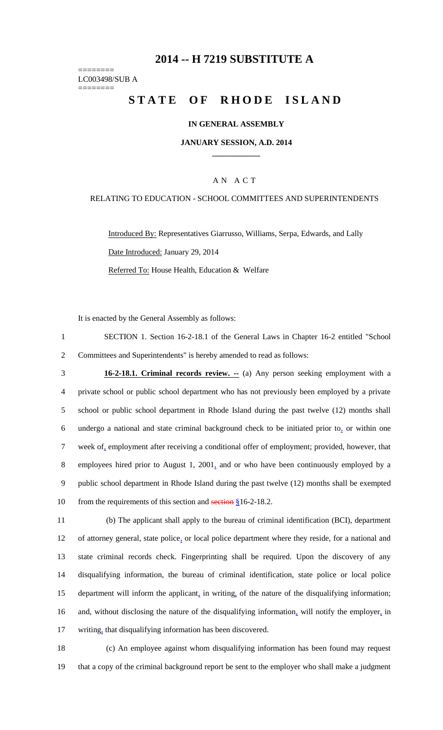# 2014 -- H 7219 SUBSTITUTE A

========
LC003498/SUB A
========

## STATE OF RHODE ISLAND

**IN GENERAL ASSEMBLY**

**JANUARY SESSION, A.D. 2014**

A N A C T

RELATING TO EDUCATION - SCHOOL COMMITTEES AND SUPERINTENDENTS

Introduced By: Representatives Giarrusso, Williams, Serpa, Edwards, and Lally

Date Introduced: January 29, 2014

Referred To: House Health, Education & Welfare

It is enacted by the General Assembly as follows:

SECTION 1. Section 16-2-18.1 of the General Laws in Chapter 16-2 entitled "School Committees and Superintendents" is hereby amended to read as follows:

**16-2-18.1. Criminal records review. --** (a) Any person seeking employment with a private school or public school department who has not previously been employed by a private school or public school department in Rhode Island during the past twelve (12) months shall undergo a national and state criminal background check to be initiated prior to, or within one week of, employment after receiving a conditional offer of employment; provided, however, that employees hired prior to August 1, 2001, and or who have been continuously employed by a public school department in Rhode Island during the past twelve (12) months shall be exempted from the requirements of this section and section §16-2-18.2.

(b) The applicant shall apply to the bureau of criminal identification (BCI), department of attorney general, state police, or local police department where they reside, for a national and state criminal records check. Fingerprinting shall be required. Upon the discovery of any disqualifying information, the bureau of criminal identification, state police or local police department will inform the applicant, in writing, of the nature of the disqualifying information; and, without disclosing the nature of the disqualifying information, will notify the employer, in writing, that disqualifying information has been discovered.

(c) An employee against whom disqualifying information has been found may request that a copy of the criminal background report be sent to the employer who shall make a judgment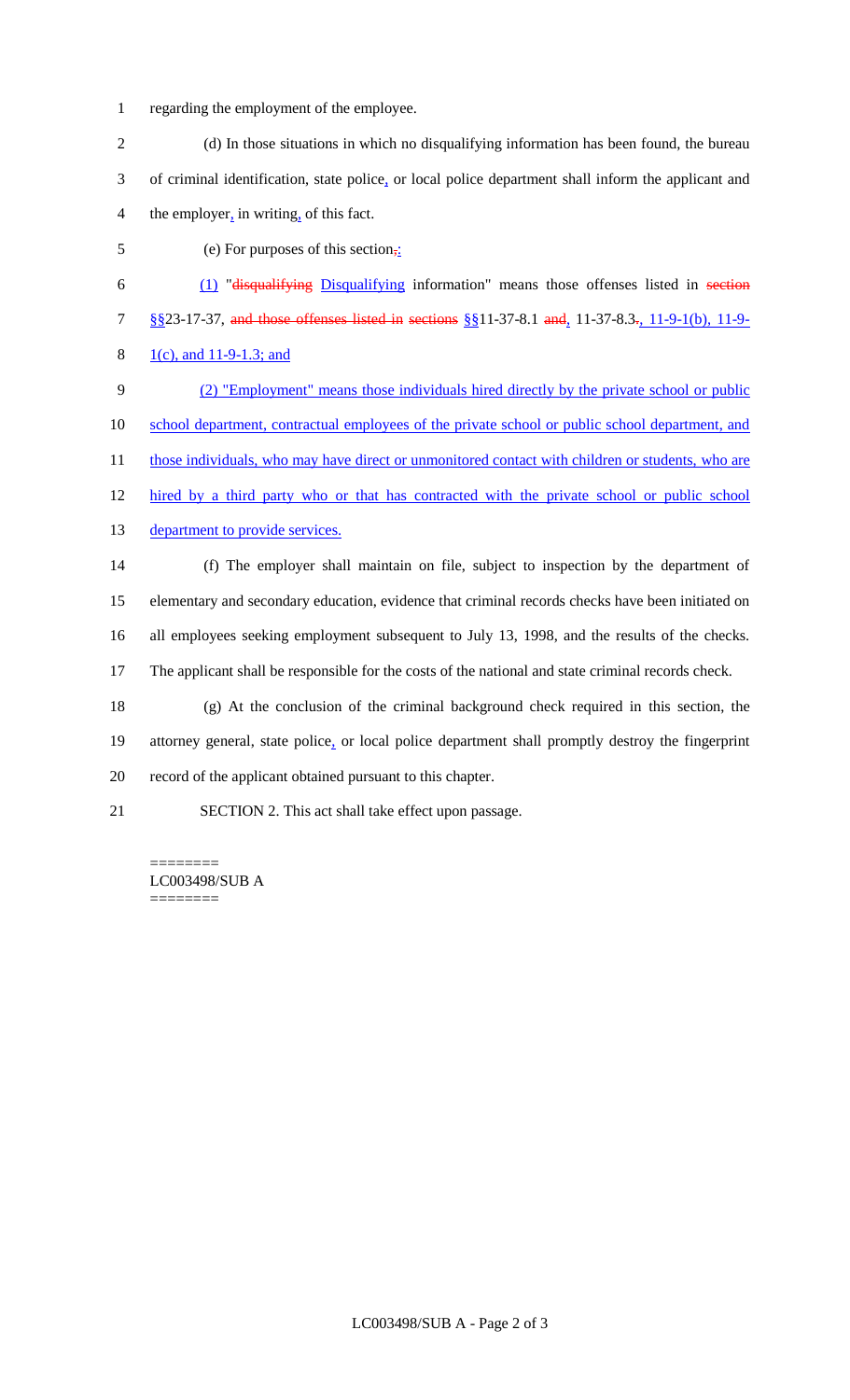regarding the employment of the employee.

(d) In those situations in which no disqualifying information has been found, the bureau of criminal identification, state police, or local police department shall inform the applicant and the employer, in writing, of this fact.

(e) For purposes of this section,:

(1) "disqualifying Disqualifying information" means those offenses listed in section §§23-17-37, and those offenses listed in sections §§11-37-8.1 and, 11-37-8.3., 11-9-1(b), 11-9-1(c), and 11-9-1.3; and

(2) "Employment" means those individuals hired directly by the private school or public school department, contractual employees of the private school or public school department, and those individuals, who may have direct or unmonitored contact with children or students, who are hired by a third party who or that has contracted with the private school or public school department to provide services.

(f) The employer shall maintain on file, subject to inspection by the department of elementary and secondary education, evidence that criminal records checks have been initiated on all employees seeking employment subsequent to July 13, 1998, and the results of the checks. The applicant shall be responsible for the costs of the national and state criminal records check.

(g) At the conclusion of the criminal background check required in this section, the attorney general, state police, or local police department shall promptly destroy the fingerprint record of the applicant obtained pursuant to this chapter.

SECTION 2. This act shall take effect upon passage.

========
LC003498/SUB A
========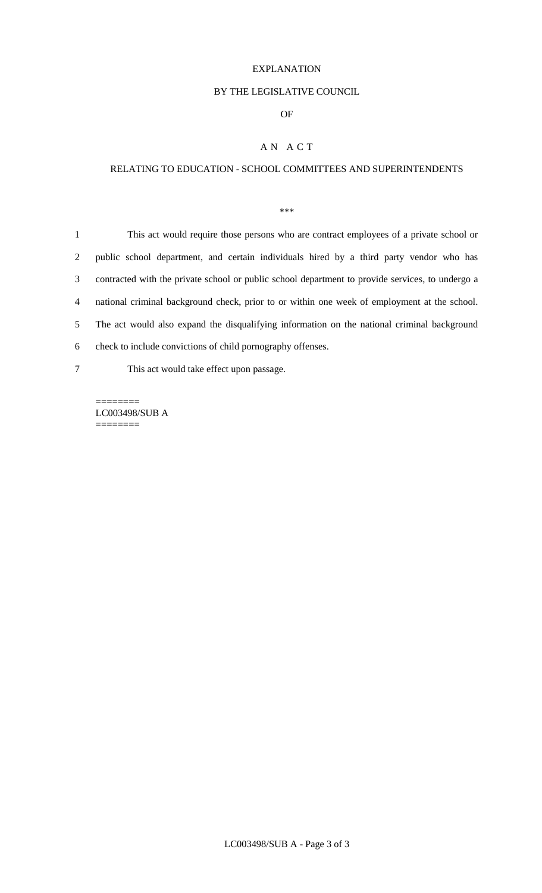EXPLANATION

BY THE LEGISLATIVE COUNCIL

OF

A N A C T

RELATING TO EDUCATION - SCHOOL COMMITTEES AND SUPERINTENDENTS

***

This act would require those persons who are contract employees of a private school or public school department, and certain individuals hired by a third party vendor who has contracted with the private school or public school department to provide services, to undergo a national criminal background check, prior to or within one week of employment at the school. The act would also expand the disqualifying information on the national criminal background check to include convictions of child pornography offenses.

This act would take effect upon passage.

========
LC003498/SUB A
========